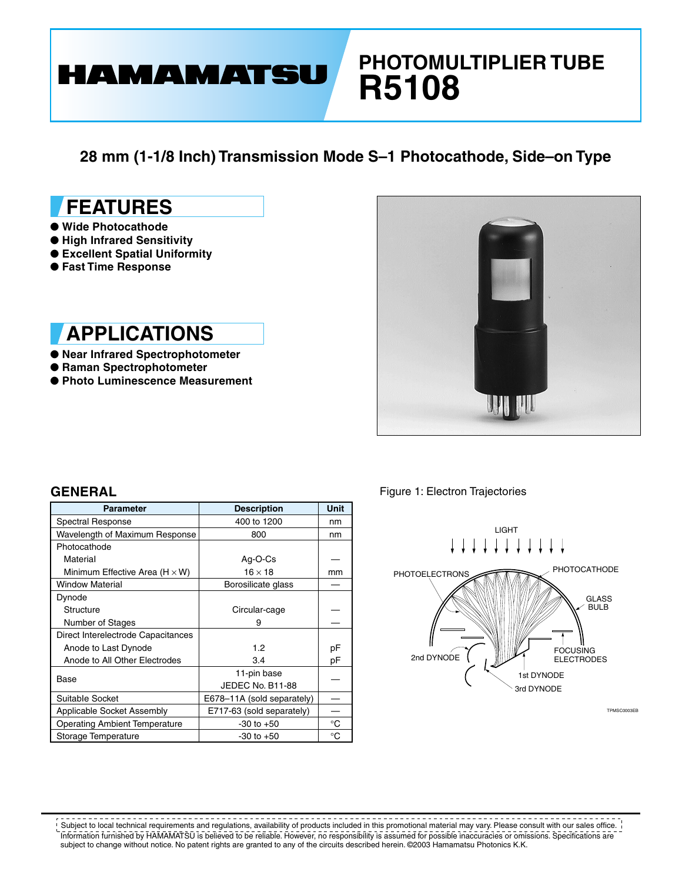# HAMAMATSU

# PHOTOMULTIPLIER TUBE R5108

## 28 mm (1-1/8 Inch) Transmission Mode S–1 Photocathode, Side–on Type

## FEATURES

- Wide Photocathode
- High Infrared Sensitivity
- Excellent Spatial Uniformity
- Fast Time Response

## APPLICATIONS

- Near Infrared Spectrophotometer
- Raman Spectrophotometer
- Photo Luminescence Measurement

## GENERAL

| Parameter | Description | Unit |
|---|---|---|
| Spectral Response | 400 to 1200 | nm |
| Wavelength of Maximum Response | 800 | nm |
| Photocathode | | |
| Material | Ag-O-Cs | — |
| Minimum Effective Area (H × W) | 16 × 18 | mm |
| Window Material | Borosilicate glass | — |
| Dynode | | |
| Structure | Circular-cage | — |
| Number of Stages | 9 | — |
| Direct Interelectrode Capacitances | | |
| Anode to Last Dynode | 1.2 | pF |
| Anode to All Other Electrodes | 3.4 | pF |
| Base | 11-pin base JEDEC No. B11-88 | — |
| Suitable Socket | E678–11A (sold separately) | — |
| Applicable Socket Assembly | E717-63 (sold separately) | — |
| Operating Ambient Temperature | -30 to +50 | °C |
| Storage Temperature | -30 to +50 | °C |

Figure 1: Electron Trajectories

LIGHT, PHOTOELECTRONS, PHOTOCATHODE, GLASS BULB, FOCUSING ELECTRODES, 2nd DYNODE, 1st DYNODE, 3rd DYNODE

TPMSC0003EB

Subject to local technical requirements and regulations, availability of products included in this promotional material may vary. Please consult with our sales office. Information furnished by HAMAMATSU is believed to be reliable. However, no responsibility is assumed for possible inaccuracies or omissions. Specifications are subject to change without notice. No patent rights are granted to any of the circuits described herein. ©2003 Hamamatsu Photonics K.K.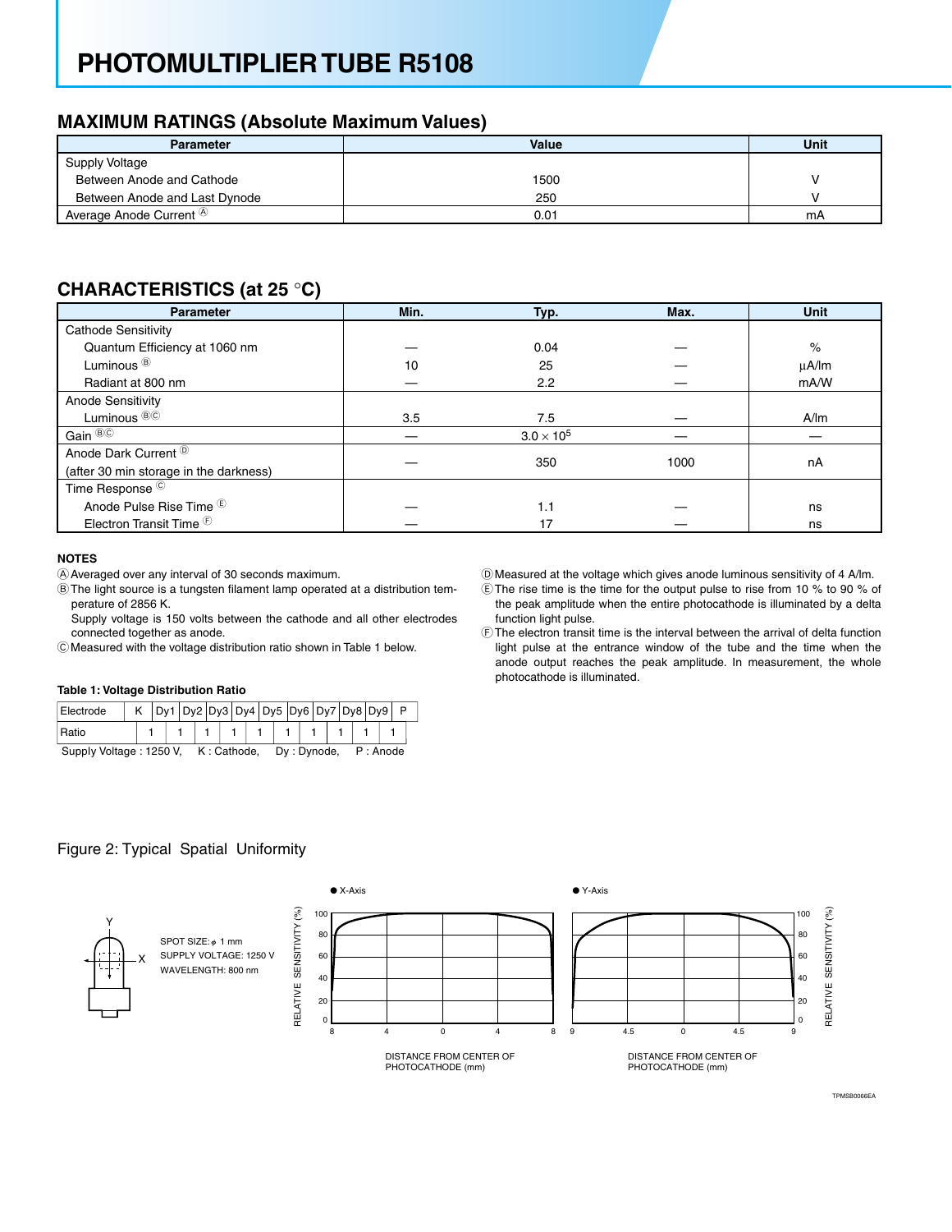# PHOTOMULTIPLIER TUBE R5108

## MAXIMUM RATINGS (Absolute Maximum Values)

| Parameter | Value | Unit |
|---|---|---|
| Supply Voltage | | |
| Between Anode and Cathode | 1500 | V |
| Between Anode and Last Dynode | 250 | V |
| Average Anode Current Ⓐ | 0.01 | mA |

## CHARACTERISTICS (at 25 °C)

| Parameter | Min. | Typ. | Max. | Unit |
|---|---|---|---|---|
| Cathode Sensitivity | | | | |
| Quantum Efficiency at 1060 nm | — | 0.04 | — | % |
| Luminous Ⓑ | 10 | 25 | — | µA/lm |
| Radiant at 800 nm | — | 2.2 | — | mA/W |
| Anode Sensitivity | | | | |
| Luminous ⒷⒸ | 3.5 | 7.5 | — | A/lm |
| Gain ⒷⒸ | — | $3.0 \times 10^5$ | — | — |
| Anode Dark Current Ⓓ (after 30 min storage in the darkness) | — | 350 | 1000 | nA |
| Time Response Ⓒ | | | | |
| Anode Pulse Rise Time Ⓔ | — | 1.1 | — | ns |
| Electron Transit Time Ⓕ | — | 17 | — | ns |

### NOTES

Ⓐ Averaged over any interval of 30 seconds maximum.

Ⓑ The light source is a tungsten filament lamp operated at a distribution temperature of 2856 K.
Supply voltage is 150 volts between the cathode and all other electrodes connected together as anode.

Ⓒ Measured with the voltage distribution ratio shown in Table 1 below.

Ⓓ Measured at the voltage which gives anode luminous sensitivity of 4 A/lm.

Ⓔ The rise time is the time for the output pulse to rise from 10 % to 90 % of the peak amplitude when the entire photocathode is illuminated by a delta function light pulse.

Ⓕ The electron transit time is the interval between the arrival of delta function light pulse at the entrance window of the tube and the time when the anode output reaches the peak amplitude. In measurement, the whole photocathode is illuminated.

**Table 1: Voltage Distribution Ratio**

| Electrode | K | | Dy1 | | Dy2 | | Dy3 | | Dy4 | | Dy5 | | Dy6 | | Dy7 | | Dy8 | | Dy9 | | P |
|---|---|---|---|---|---|---|---|---|---|---|---|---|---|---|---|---|---|---|---|---|---|
| Ratio | | 1 | | 1 | | 1 | | 1 | | 1 | | 1 | | 1 | | 1 | | 1 | | 1 | |

Supply Voltage : 1250 V, K : Cathode, Dy : Dynode, P : Anode

Figure 2: Typical Spatial Uniformity

SPOT SIZE: φ 1 mm
SUPPLY VOLTAGE: 1250 V
WAVELENGTH: 800 nm

TPMSB0066EA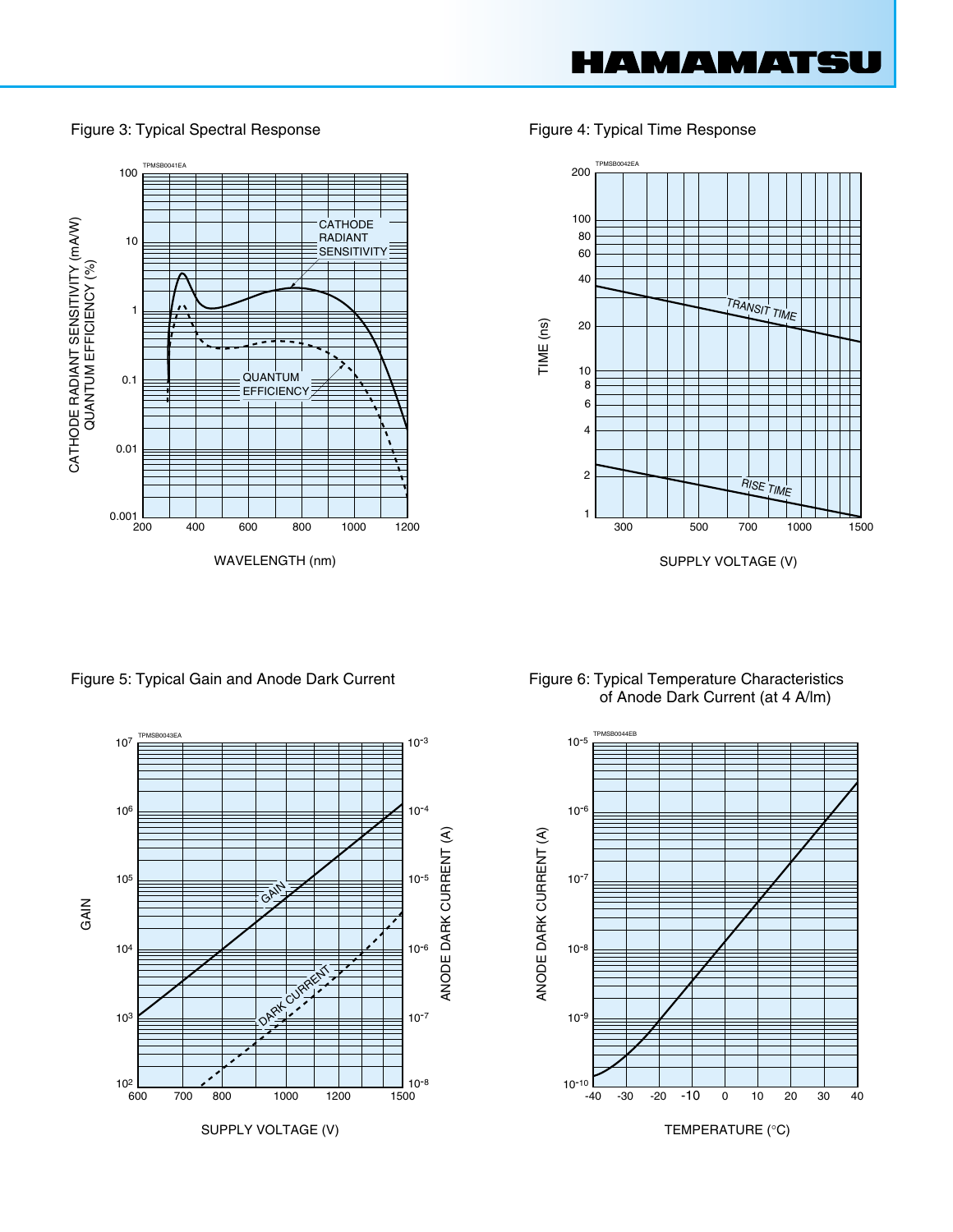Figure 3: Typical Spectral Response

Figure 4: Typical Time Response

Figure 5: Typical Gain and Anode Dark Current

Figure 6: Typical Temperature Characteristics of Anode Dark Current (at 4 A/lm)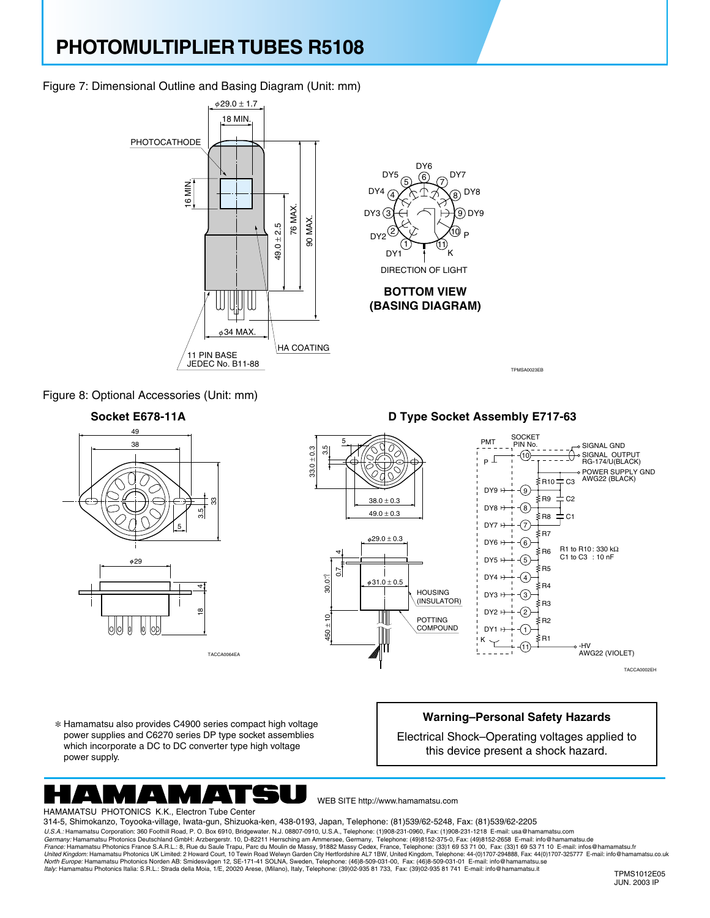# PHOTOMULTIPLIER TUBES R5108

Figure 7: Dimensional Outline and Basing Diagram (Unit: mm)

φ29.0 ± 1.7
18 MIN.
PHOTOCATHODE
16 MIN.
49.0 ± 2.5
76 MAX.
90 MAX.
φ34 MAX.
11 PIN BASE
JEDEC No. B11-88
HA COATING

DY6
DY5
DY7
DY4
DY8
DY3
DY9
DY2
P
DY1
K
DIRECTION OF LIGHT

**BOTTOM VIEW
(BASING DIAGRAM)**

TPMSA0023EB

Figure 8: Optional Accessories (Unit: mm)

**Socket E678-11A**

49
38
33
3.5
5
φ29
4
18

TACCA0064EA

**D Type Socket Assembly E717-63**

33.0 ± 0.3
3.5
5
38.0 ± 0.3
49.0 ± 0.3
φ29.0 ± 0.3
4
0.7
30.0 +0 −1
φ31.0 ± 0.5
HOUSING (INSULATOR)
450 ± 10
POTTING COMPOUND

PMT
SOCKET PIN No.
SIGNAL GND
SIGNAL OUTPUT RG-174/U(BLACK)
POWER SUPPLY GND AWG22 (BLACK)
P
DY9
DY8
DY7
DY6
DY5
DY4
DY3
DY2
DY1
K
R10 C3
R9 C2
R8 C1
R7
R6
R5
R4
R3
R2
R1
R1 to R10 : 330 kΩ
C1 to C3 : 10 nF
-HV AWG22 (VIOLET)

TACCA0002EH

* Hamamatsu also provides C4900 series compact high voltage power supplies and C6270 series DP type socket assemblies which incorporate a DC to DC converter type high voltage power supply.

**Warning–Personal Safety Hazards**

Electrical Shock–Operating voltages applied to this device present a shock hazard.

**HAMAMATSU**

WEB SITE http://www.hamamatsu.com

HAMAMATSU PHOTONICS K.K., Electron Tube Center
314-5, Shimokanzo, Toyooka-village, Iwata-gun, Shizuoka-ken, 438-0193, Japan, Telephone: (81)539/62-5248, Fax: (81)539/62-2205

*U.S.A.:* Hamamatsu Corporation: 360 Foothill Road, P. O. Box 6910, Bridgewater. N.J. 08807-0910, U.S.A., Telephone: (1)908-231-0960, Fax: (1)908-231-1218 E-mail: usa@hamamatsu.com
*Germany:* Hamamatsu Photonics Deutschland GmbH: Arzbergerstr. 10, D-82211 Herrsching am Ammersee, Germany, Telephone: (49)8152-375-0, Fax: (49)8152-2658 E-mail: info@hamamatsu.de
*France:* Hamamatsu Photonics France S.A.R.L.: 8, Rue du Saule Trapu, Parc du Moulin de Massy, 91882 Massy Cedex, France, Telephone: (33)1 69 53 71 00, Fax: (33)1 69 53 71 10 E-mail: infos@hamamatsu.fr
*United Kingdom:* Hamamatsu Photonics UK Limited: 2 Howard Court, 10 Tewin Road Welwyn Garden City Hertfordshire AL7 1BW, United Kingdom, Telephone: 44-(0)1707-294888, Fax: 44(0)1707-325777 E-mail: info@hamamatsu.co.uk
*North Europe:* Hamamatsu Photonics Norden AB: Smidesvägen 12, SE-171-41 SOLNA, Sweden, Telephone: (46)8-509-031-00, Fax: (46)8-509-031-01 E-mail: info@hamamatsu.se
*Italy:* Hamamatsu Photonics Italia: S.R.L.: Strada della Moia, 1/E, 20020 Arese, (Milano), Italy, Telephone: (39)02-935 81 733, Fax: (39)02-935 81 741 E-mail: info@hamamatsu.it

TPMS1012E05
JUN. 2003 IP